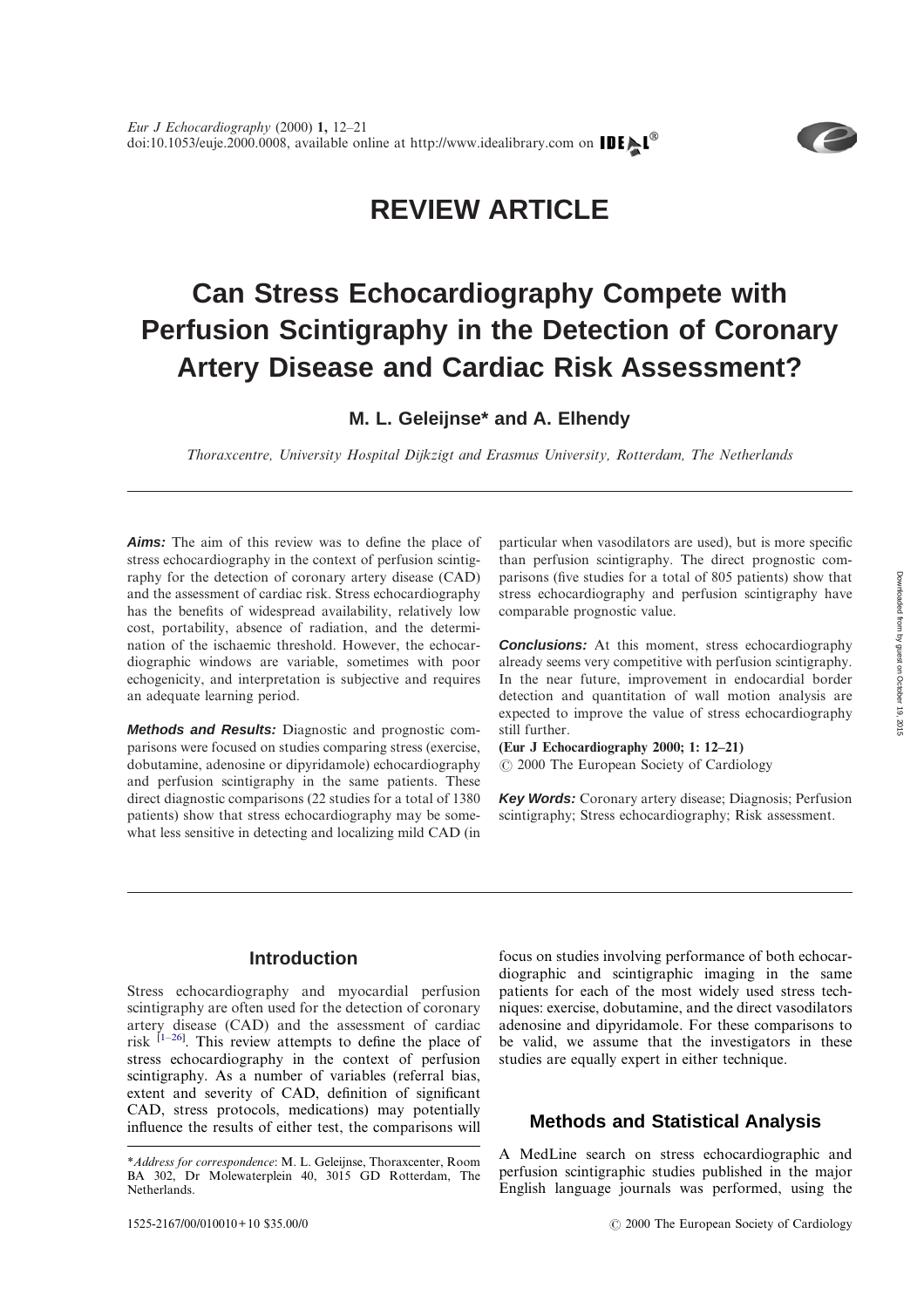# REVIEW ARTICLE

# Can Stress Echocardiography Compete with Perfusion Scintigraphy in the Detection of Coronary Artery Disease and Cardiac Risk Assessment?

**M. L. Geleijnse\* and A. Elhendy**

*Thoraxcentre, University Hospital Dijkzigt and Erasmus University, Rotterdam, The Netherlands*

***Aims:*** The aim of this review was to define the place of stress echocardiography in the context of perfusion scintigraphy for the detection of coronary artery disease (CAD) and the assessment of cardiac risk. Stress echocardiography has the benefits of widespread availability, relatively low cost, portability, absence of radiation, and the determination of the ischaemic threshold. However, the echocardiographic windows are variable, sometimes with poor echogenicity, and interpretation is subjective and requires an adequate learning period.

***Methods and Results:*** Diagnostic and prognostic comparisons were focused on studies comparing stress (exercise, dobutamine, adenosine or dipyridamole) echocardiography and perfusion scintigraphy in the same patients. These direct diagnostic comparisons (22 studies for a total of 1380 patients) show that stress echocardiography may be somewhat less sensitive in detecting and localizing mild CAD (in particular when vasodilators are used), but is more specific than perfusion scintigraphy. The direct prognostic comparisons (five studies for a total of 805 patients) show that stress echocardiography and perfusion scintigraphy have comparable prognostic value.

***Conclusions:*** At this moment, stress echocardiography already seems very competitive with perfusion scintigraphy. In the near future, improvement in endocardial border detection and quantitation of wall motion analysis are expected to improve the value of stress echocardiography still further.

**(Eur J Echocardiography 2000; 1: 12–21)**

© 2000 The European Society of Cardiology

***Key Words:*** Coronary artery disease; Diagnosis; Perfusion scintigraphy; Stress echocardiography; Risk assessment.

## Introduction

Stress echocardiography and myocardial perfusion scintigraphy are often used for the detection of coronary artery disease (CAD) and the assessment of cardiac risk [1–26]. This review attempts to define the place of stress echocardiography in the context of perfusion scintigraphy. As a number of variables (referral bias, extent and severity of CAD, definition of significant CAD, stress protocols, medications) may potentially influence the results of either test, the comparisons will focus on studies involving performance of both echocardiographic and scintigraphic imaging in the same patients for each of the most widely used stress techniques: exercise, dobutamine, and the direct vasodilators adenosine and dipyridamole. For these comparisons to be valid, we assume that the investigators in these studies are equally expert in either technique.

## Methods and Statistical Analysis

A MedLine search on stress echocardiographic and perfusion scintigraphic studies published in the major English language journals was performed, using the

\**Address for correspondence*: M. L. Geleijnse, Thoraxcenter, Room BA 302, Dr Molewaterplein 40, 3015 GD Rotterdam, The Netherlands.

1525-2167/00/010010+10 $35.00/0

© 2000 The European Society of Cardiology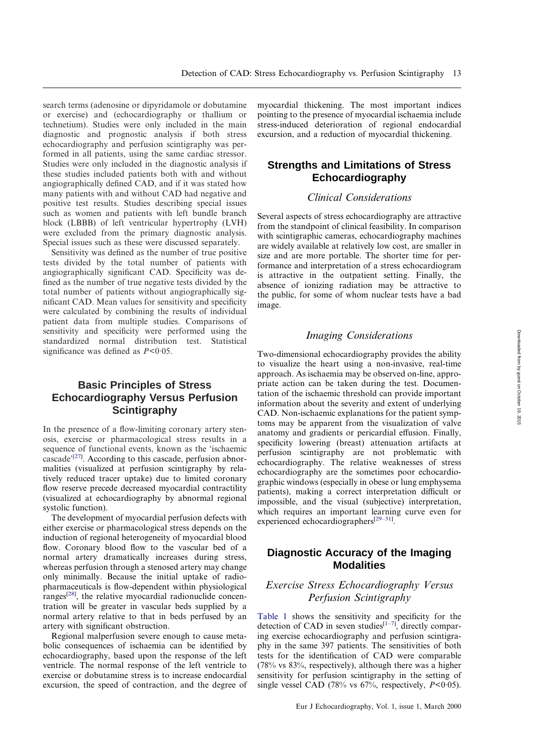search terms (adenosine or dipyridamole or dobutamine or exercise) and (echocardiography or thallium or technetium). Studies were only included in the main diagnostic and prognostic analysis if both stress echocardiography and perfusion scintigraphy was performed in all patients, using the same cardiac stressor. Studies were only included in the diagnostic analysis if these studies included patients both with and without angiographically defined CAD, and if it was stated how many patients with and without CAD had negative and positive test results. Studies describing special issues such as women and patients with left bundle branch block (LBBB) of left ventricular hypertrophy (LVH) were excluded from the primary diagnostic analysis. Special issues such as these were discussed separately.

Sensitivity was defined as the number of true positive tests divided by the total number of patients with angiographically significant CAD. Specificity was defined as the number of true negative tests divided by the total number of patients without angiographically significant CAD. Mean values for sensitivity and specificity were calculated by combining the results of individual patient data from multiple studies. Comparisons of sensitivity and specificity were performed using the standardized normal distribution test. Statistical significance was defined as $P<0{\cdot}05$.

## Basic Principles of Stress Echocardiography Versus Perfusion Scintigraphy

In the presence of a flow-limiting coronary artery stenosis, exercise or pharmacological stress results in a sequence of functional events, known as the 'ischaemic cascade'[27]. According to this cascade, perfusion abnormalities (visualized at perfusion scintigraphy by relatively reduced tracer uptake) due to limited coronary flow reserve precede decreased myocardial contractility (visualized at echocardiography by abnormal regional systolic function).

The development of myocardial perfusion defects with either exercise or pharmacological stress depends on the induction of regional heterogeneity of myocardial blood flow. Coronary blood flow to the vascular bed of a normal artery dramatically increases during stress, whereas perfusion through a stenosed artery may change only minimally. Because the initial uptake of radiopharmaceuticals is flow-dependent within physiological ranges[28], the relative myocardial radionuclide concentration will be greater in vascular beds supplied by a normal artery relative to that in beds perfused by an artery with significant obstruction.

Regional malperfusion severe enough to cause metabolic consequences of ischaemia can be identified by echocardiography, based upon the response of the left ventricle. The normal response of the left ventricle to exercise or dobutamine stress is to increase endocardial excursion, the speed of contraction, and the degree of myocardial thickening. The most important indices pointing to the presence of myocardial ischaemia include stress-induced deterioration of regional endocardial excursion, and a reduction of myocardial thickening.

## Strengths and Limitations of Stress Echocardiography

### *Clinical Considerations*

Several aspects of stress echocardiography are attractive from the standpoint of clinical feasibility. In comparison with scintigraphic cameras, echocardiography machines are widely available at relatively low cost, are smaller in size and are more portable. The shorter time for performance and interpretation of a stress echocardiogram is attractive in the outpatient setting. Finally, the absence of ionizing radiation may be attractive to the public, for some of whom nuclear tests have a bad image.

### *Imaging Considerations*

Two-dimensional echocardiography provides the ability to visualize the heart using a non-invasive, real-time approach. As ischaemia may be observed on-line, appropriate action can be taken during the test. Documentation of the ischaemic threshold can provide important information about the severity and extent of underlying CAD. Non-ischaemic explanations for the patient symptoms may be apparent from the visualization of valve anatomy and gradients or pericardial effusion. Finally, specificity lowering (breast) attenuation artifacts at perfusion scintigraphy are not problematic with echocardiography. The relative weaknesses of stress echocardiography are the sometimes poor echocardiographic windows (especially in obese or lung emphysema patients), making a correct interpretation difficult or impossible, and the visual (subjective) interpretation, which requires an important learning curve even for experienced echocardiographers[29–31].

## Diagnostic Accuracy of the Imaging Modalities

### *Exercise Stress Echocardiography Versus Perfusion Scintigraphy*

Table 1 shows the sensitivity and specificity for the detection of CAD in seven studies[1–7], directly comparing exercise echocardiography and perfusion scintigraphy in the same 397 patients. The sensitivities of both tests for the identification of CAD were comparable (78% vs 83%, respectively), although there was a higher sensitivity for perfusion scintigraphy in the setting of single vessel CAD (78% vs 67%, respectively, $P<0{\cdot}05$).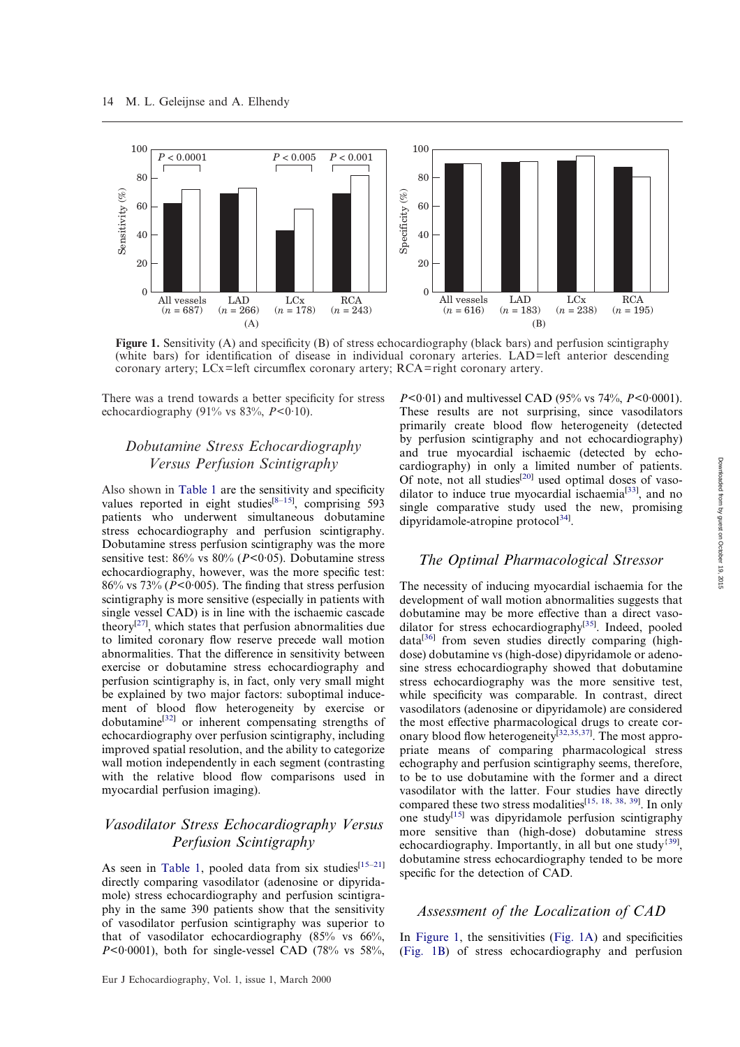Figure 1. Sensitivity (A) and specificity (B) of stress echocardiography (black bars) and perfusion scintigraphy (white bars) for identification of disease in individual coronary arteries. LAD=left anterior descending coronary artery; LCx=left circumflex coronary artery; RCA=right coronary artery.

There was a trend towards a better specificity for stress echocardiography (91% vs 83%, $P<0{\cdot}10$).

## Dobutamine Stress Echocardiography Versus Perfusion Scintigraphy

Also shown in Table 1 are the sensitivity and specificity values reported in eight studies[8–15], comprising 593 patients who underwent simultaneous dobutamine stress echocardiography and perfusion scintigraphy. Dobutamine stress perfusion scintigraphy was the more sensitive test: 86% vs 80% ($P<0{\cdot}05$). Dobutamine stress echocardiography, however, was the more specific test: 86% vs 73% ($P<0{\cdot}005$). The finding that stress perfusion scintigraphy is more sensitive (especially in patients with single vessel CAD) is in line with the ischaemic cascade theory[27], which states that perfusion abnormalities due to limited coronary flow reserve precede wall motion abnormalities. That the difference in sensitivity between exercise or dobutamine stress echocardiography and perfusion scintigraphy is, in fact, only very small might be explained by two major factors: suboptimal inducement of blood flow heterogeneity by exercise or dobutamine[32] or inherent compensating strengths of echocardiography over perfusion scintigraphy, including improved spatial resolution, and the ability to categorize wall motion independently in each segment (contrasting with the relative blood flow comparisons used in myocardial perfusion imaging).

## Vasodilator Stress Echocardiography Versus Perfusion Scintigraphy

As seen in Table 1, pooled data from six studies[15–21] directly comparing vasodilator (adenosine or dipyridamole) stress echocardiography and perfusion scintigraphy in the same 390 patients show that the sensitivity of vasodilator perfusion scintigraphy was superior to that of vasodilator echocardiography (85% vs 66%, $P<0{\cdot}0001$), both for single-vessel CAD (78% vs 58%, $P<0{\cdot}01$) and multivessel CAD (95% vs 74%, $P<0{\cdot}0001$). These results are not surprising, since vasodilators primarily create blood flow heterogeneity (detected by perfusion scintigraphy and not echocardiography) and true myocardial ischaemic (detected by echocardiography) in only a limited number of patients. Of note, not all studies[20] used optimal doses of vasodilator to induce true myocardial ischaemia[33], and no single comparative study used the new, promising dipyridamole-atropine protocol[34].

## The Optimal Pharmacological Stressor

The necessity of inducing myocardial ischaemia for the development of wall motion abnormalities suggests that dobutamine may be more effective than a direct vasodilator for stress echocardiography[35]. Indeed, pooled data[36] from seven studies directly comparing (high-dose) dobutamine vs (high-dose) dipyridamole or adenosine stress echocardiography showed that dobutamine stress echocardiography was the more sensitive test, while specificity was comparable. In contrast, direct vasodilators (adenosine or dipyridamole) are considered the most effective pharmacological drugs to create coronary blood flow heterogeneity[32,35,37]. The most appropriate means of comparing pharmacological stress echography and perfusion scintigraphy seems, therefore, to be to use dobutamine with the former and a direct vasodilator with the latter. Four studies have directly compared these two stress modalities[15, 18, 38, 39]. In only one study[15] was dipyridamole perfusion scintigraphy more sensitive than (high-dose) dobutamine stress echocardiography. Importantly, in all but one study[39], dobutamine stress echocardiography tended to be more specific for the detection of CAD.

## Assessment of the Localization of CAD

In Figure 1, the sensitivities (Fig. 1A) and specificities (Fig. 1B) of stress echocardiography and perfusion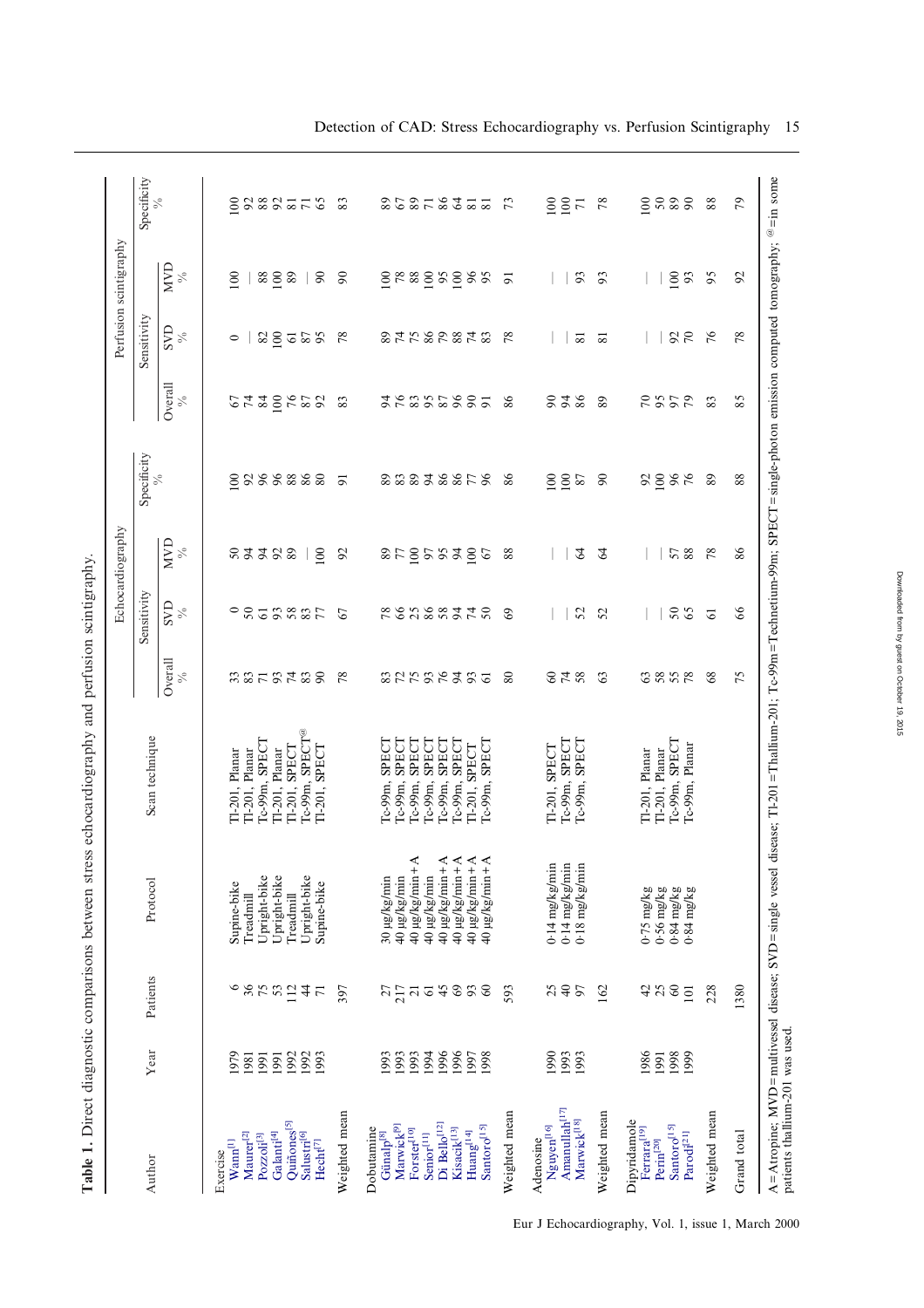**Table 1.** Direct diagnostic comparisons between stress echocardiography and perfusion scintigraphy.

| Author | Year | Patients | Protocol | Scan technique | Echocardiography | | | | Perfusion scintigraphy | | | |
|---|---|---|---|---|---|---|---|---|---|---|---|---|
| | | | | | Sensitivity | | | Specificity % | Sensitivity | | | Specificity % |
| | | | | | Overall % | SVD % | MVD % | | Overall % | SVD % | MVD % | |
| Exercise | | | | | | | | | | | | |
| Wann[1] | 1979 | 6 | Supine-bike | Tl-201, Planar | 33 | 0 | 50 | 100 | 67 | 0 | 100 | 100 |
| Maurer[2] | 1981 | 36 | Treadmill | Tl-201, Planar | 83 | 50 | 94 | 92 | 74 | — | — | 92 |
| Pozzoli[3] | 1991 | 75 | Upright-bike | Tc-99m, SPECT | 71 | 61 | 94 | 96 | 84 | 82 | 88 | 88 |
| Galanti[4] | 1991 | 53 | Upright-bike | Tl-201, Planar | 93 | 93 | 92 | 96 | 100 | 100 | 100 | 92 |
| Quiñones[5] | 1992 | 112 | Treadmill | Tl-201, SPECT | 74 | 58 | 89 | 88 | 76 | 61 | 89 | 81 |
| Salustri[6] | 1992 | 44 | Upright-bike | Tc-99m, SPECT@ | 83 | 83 | — | 86 | 87 | 87 | — | 71 |
| Hecht[7] | 1993 | 71 | Supine-bike | Tl-201, SPECT | 90 | 77 | 100 | 80 | 92 | 95 | 90 | 65 |
| Weighted mean | | 397 | | | 78 | 67 | 92 | 91 | 83 | 78 | 90 | 83 |
| Dobutamine | | | | | | | | | | | | |
| Günalp[8] | 1993 | 27 | 30 μg/kg/min | Tc-99m, SPECT | 83 | 78 | 89 | 89 | 94 | 89 | 100 | 89 |
| Marwick[9] | 1993 | 217 | 40 μg/kg/min | Tc-99m, SPECT | 72 | 66 | 77 | 83 | 76 | 74 | 78 | 67 |
| Forster[10] | 1993 | 21 | 40 μg/kg/min + A | Tc-99m, SPECT | 75 | 25 | 100 | 89 | 83 | 75 | 88 | 89 |
| Senior[11] | 1994 | 61 | 40 μg/kg/min | Tc-99m, SPECT | 93 | 86 | 97 | 94 | 95 | 86 | 100 | 71 |
| Di Bello[12] | 1996 | 45 | 40 μg/kg/min + A | Tc-99m, SPECT | 76 | 58 | 95 | 86 | 87 | 79 | 95 | 86 |
| Kisacik[13] | 1996 | 69 | 40 μg/kg/min + A | Tc-99m, SPECT | 94 | 94 | 94 | 86 | 96 | 88 | 100 | 64 |
| Huang[14] | 1997 | 93 | 40 μg/kg/min + A | Tl-201, SPECT | 93 | 74 | 100 | 77 | 90 | 74 | 96 | 81 |
| Santoro[15] | 1998 | 60 | 40 μg/kg/min + A | Tc-99m, SPECT | 61 | 50 | 67 | 96 | 91 | 83 | 95 | 81 |
| Weighted mean | | 593 | | | 80 | 69 | 88 | 86 | 86 | 78 | 91 | 73 |
| Adenosine | | | | | | | | | | | | |
| Nguyen[16] | 1990 | 25 | 0·14 mg/kg/min | Tl-201, SPECT | 60 | — | — | 100 | 90 | — | — | 100 |
| Amanullah[17] | 1993 | 40 | 0·14 mg/kg/min | Tc-99m, SPECT | 74 | — | — | 100 | 94 | — | — | 100 |
| Marwick[18] | 1993 | 97 | 0·18 mg/kg/min | Tc-99m, SPECT | 58 | 52 | 64 | 87 | 86 | 81 | 93 | 71 |
| Weighted mean | | 162 | | | 63 | 52 | 64 | 90 | 89 | 81 | 93 | 78 |
| Dipyridamole | | | | | | | | | | | | |
| Ferrara[19] | 1986 | 42 | 0·75 mg/kg | Tl-201, Planar | 63 | — | — | 92 | 70 | — | — | 100 |
| Perin[20] | 1991 | 25 | 0·56 mg/kg | Tl-201, Planar | 58 | — | — | 100 | 95 | — | — | 50 |
| Santoro[15] | 1998 | 60 | 0·84 mg/kg | Tc-99m, SPECT | 55 | 50 | 57 | 96 | 97 | 92 | 100 | 89 |
| Parodi[21] | 1999 | 101 | 0·84 mg/kg | Tc-99m, Planar | 78 | 65 | 88 | 76 | 79 | 70 | 93 | 90 |
| Weighted mean | | 228 | | | 68 | 61 | 78 | 89 | 83 | 76 | 95 | 88 |
| Grand total | | 1380 | | | 75 | 66 | 86 | 88 | 85 | 78 | 92 | 79 |

A=Atropine; MVD=multivessel disease; SVD=single vessel disease; Tl-201=Thallium-201; Tc-99m=Technetium-99m; SPECT=single-photon emission computed tomography; @=in some patients thallium-201 was used.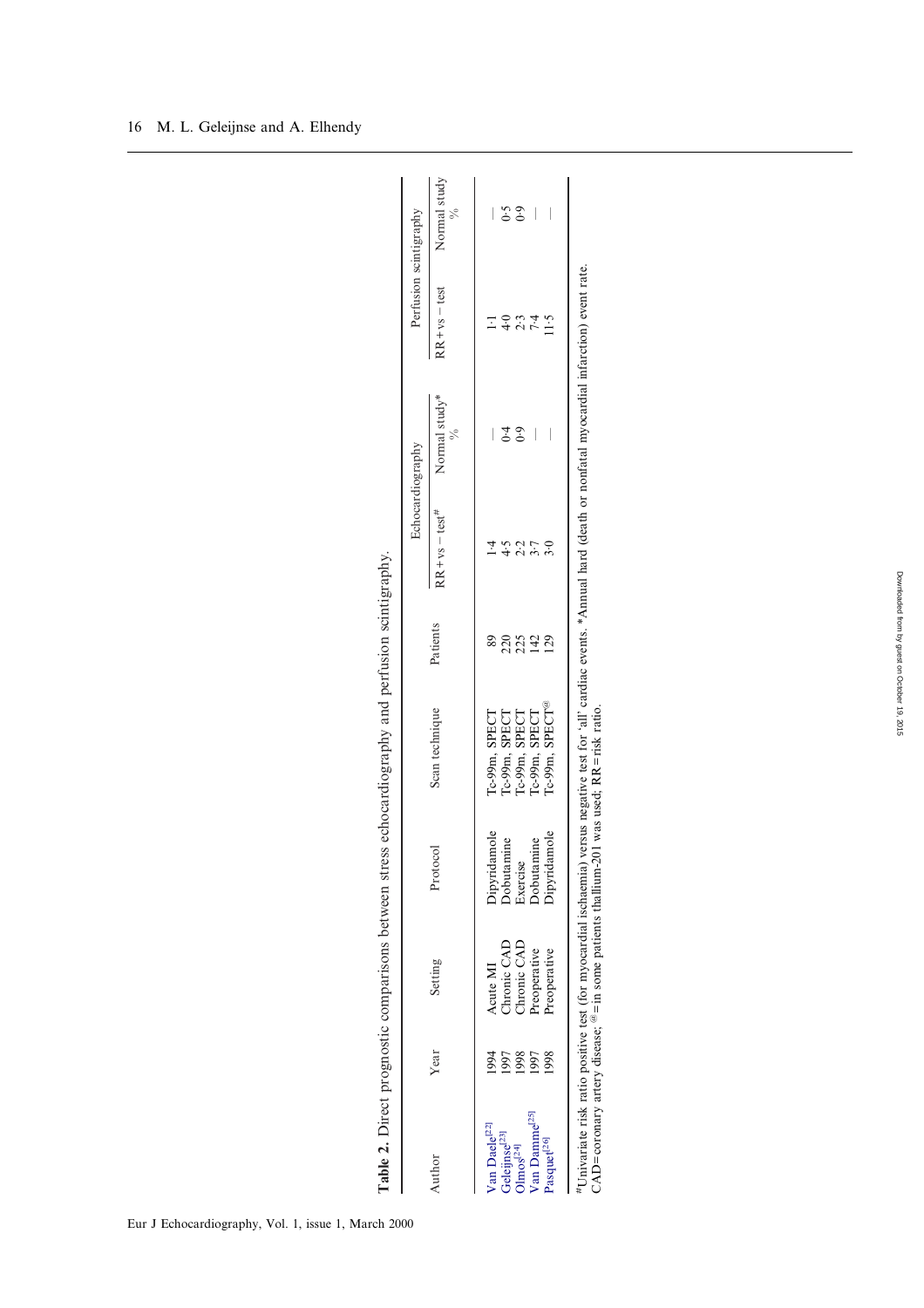**Table 2.** Direct prognostic comparisons between stress echocardiography and perfusion scintigraphy.

| Author | Year | Setting | Protocol | Scan technique | Patients | Echocardiography | | Perfusion scintigraphy | |
|---|---|---|---|---|---|---|---|---|---|
| | | | | | | RR + vs − test[#] | Normal study* % | RR + vs − test | Normal study % |
| Van Daele[22] | 1994 | Acute MI | Dipyridamole | Tc-99m, SPECT | 89 | 1·4 | — | 1·1 | — |
| Geleijnse[23] | 1997 | Chronic CAD | Dobutamine | Tc-99m, SPECT | 220 | 4·5 | 0·4 | 4·0 | 0·5 |
| Olmos[24] | 1998 | Chronic CAD | Exercise | Tc-99m, SPECT | 225 | 2·2 | 0·9 | 2·3 | 0·9 |
| Van Damme[25] | 1997 | Preoperative | Dobutamine | Tc-99m, SPECT | 142 | 3·7 | — | 7·4 | — |
| Pasquet[26] | 1998 | Preoperative | Dipyridamole | Tc-99m, SPECT[@] | 129 | 3·0 | — | 11·5 | — |

[#]Univariate risk ratio positive test (for myocardial ischaemia) versus negative test for 'all' cardiac events. *Annual hard (death or nonfatal myocardial infarction) event rate. CAD=coronary artery disease; [@]=in some patients thallium-201 was used; RR=risk ratio.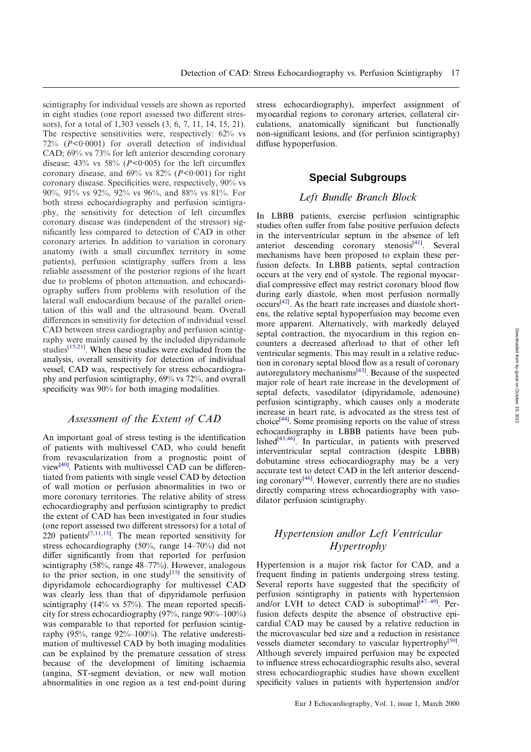scintigraphy for individual vessels are shown as reported in eight studies (one report assessed two different stressors), for a total of 1,303 vessels (3, 6, 7, 11, 14, 15, 21). The respective sensitivities were, respectively: 62% vs 72% ($P<0.0001$) for overall detection of individual CAD; 69% vs 73% for left anterior descending coronary disease; 43% vs 58% ($P<0.005$) for the left circumflex coronary disease, and 69% vs 82% ($P<0.001$) for right coronary disease. Specificities were, respectively, 90% vs 90%, 91% vs 92%, 92% vs 96%, and 88% vs 81%. For both stress echocardiography and perfusion scintigraphy, the sensitivity for detection of left circumflex coronary disease was (independent of the stressor) significantly less compared to detection of CAD in other coronary arteries. In addition to variation in coronary anatomy (with a small circumflex territory in some patients), perfusion scintigraphy suffers from a less reliable assessment of the posterior regions of the heart due to problems of photon attenuation, and echocardiography suffers from problems with resolution of the lateral wall endocardium because of the parallel orientation of this wall and the ultrasound beam. Overall differences in sensitivity for detection of individual vessel CAD between stress cardiography and perfusion scintigraphy were mainly caused by the included dipyridamole studies[15,21]. When these studies were excluded from the analysis, overall sensitivity for detection of individual vessel, CAD was, respectively for stress echocardiography and perfusion scintigraphy, 69% vs 72%, and overall specificity was 90% for both imaging modalities.

### *Assessment of the Extent of CAD*

An important goal of stress testing is the identification of patients with multivessel CAD, who could benefit from revascularization from a prognostic point of view[40]. Patients with multivessel CAD can be differentiated from patients with single vessel CAD by detection of wall motion or perfusion abnormalities in two or more coronary territories. The relative ability of stress echocardiography and perfusion scintigraphy to predict the extent of CAD has been investigated in four studies (one report assessed two different stressors) for a total of 220 patients[7,11,15]. The mean reported sensitivity for stress echocardiography (50%, range 14–70%) did not differ significantly from that reported for perfusion scintigraphy (58%, range 48–77%). However, analogous to the prior section, in one study[15] the sensitivity of dipyridamole echocardiography for multivessel CAD was clearly less than that of dipyridamole perfusion scintigraphy (14% vs 57%). The mean reported specificity for stress echocardiography (97%, range 90%–100%) was comparable to that reported for perfusion scintigraphy (95%, range 92%–100%). The relative underestimation of multivessel CAD by both imaging modalities can be explained by the premature cessation of stress because of the development of limiting ischaemia (angina, ST-segment deviation, or new wall motion abnormalities in one region as a test end-point during stress echocardiography), imperfect assignment of myocardial regions to coronary arteries, collateral circulations, anatomically significant but functionally non-significant lesions, and (for perfusion scintigraphy) diffuse hypoperfusion.

## Special Subgroups

### *Left Bundle Branch Block*

In LBBB patients, exercise perfusion scintigraphic studies often suffer from false positive perfusion defects in the interventricular septum in the absence of left anterior descending coronary stenosis[41]. Several mechanisms have been proposed to explain these perfusion defects. In LBBB patients, septal contraction occurs at the very end of systole. The regional myocardial compressive effect may restrict coronary blood flow during early diastole, when most perfusion normally occurs[42]. As the heart rate increases and diastole shortens, the relative septal hypoperfusion may become even more apparent. Alternatively, with markedly delayed septal contraction, the myocardium in this region encounters a decreased afterload to that of other left ventricular segments. This may result in a relative reduction in coronary septal blood flow as a result of coronary autoregulatory mechanisms[43]. Because of the suspected major role of heart rate increase in the development of septal defects, vasodilator (dipyridamole, adenosine) perfusion scintigraphy, which causes only a moderate increase in heart rate, is advocated as the stress test of choice[44]. Some promising reports on the value of stress echocardiography in LBBB patients have been published[45,46]. In particular, in patients with preserved interventricular septal contraction (despite LBBB) dobutamine stress echocardiography may be a very accurate test to detect CAD in the left anterior descending coronary[46]. However, currently there are no studies directly comparing stress echocardiography with vasodilator perfusion scintigraphy.

### *Hypertension and/or Left Ventricular Hypertrophy*

Hypertension is a major risk factor for CAD, and a frequent finding in patients undergoing stress testing. Several reports have suggested that the specificity of perfusion scintigraphy in patients with hypertension and/or LVH to detect CAD is suboptimal[47–49]. Perfusion defects despite the absence of obstructive epicardial CAD may be caused by a relative reduction in the microvascular bed size and a reduction in resistance vessels diameter secondary to vascular hypertrophy[50]. Although severely impaired perfusion may be expected to influence stress echocardiographic results also, several stress echocardiographic studies have shown excellent specificity values in patients with hypertension and/or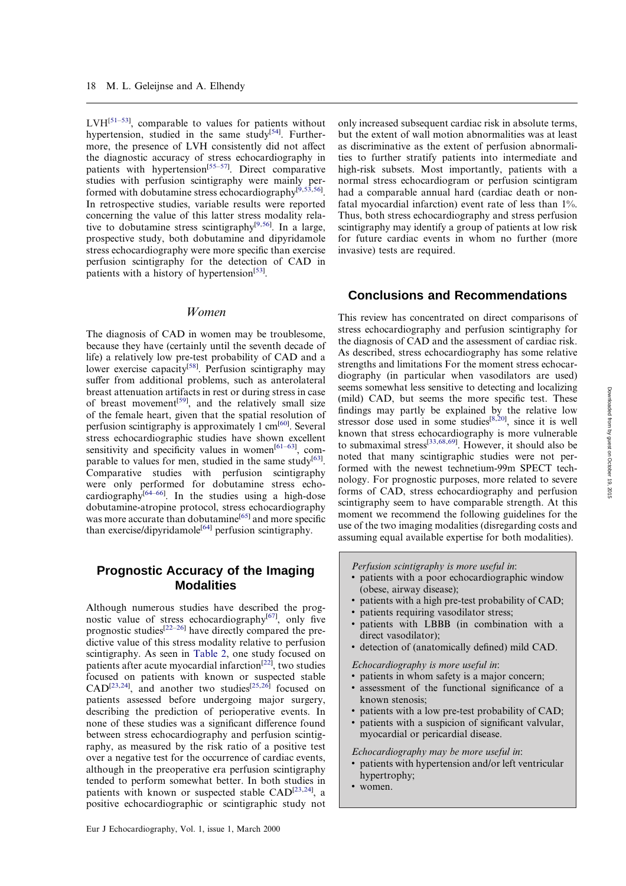LVH[51–53], comparable to values for patients without hypertension, studied in the same study[54]. Furthermore, the presence of LVH consistently did not affect the diagnostic accuracy of stress echocardiography in patients with hypertension[55–57]. Direct comparative studies with perfusion scintigraphy were mainly performed with dobutamine stress echocardiography[9,53,56]. In retrospective studies, variable results were reported concerning the value of this latter stress modality relative to dobutamine stress scintigraphy[9,56]. In a large, prospective study, both dobutamine and dipyridamole stress echocardiography were more specific than exercise perfusion scintigraphy for the detection of CAD in patients with a history of hypertension[53].

### *Women*

The diagnosis of CAD in women may be troublesome, because they have (certainly until the seventh decade of life) a relatively low pre-test probability of CAD and a lower exercise capacity[58]. Perfusion scintigraphy may suffer from additional problems, such as anterolateral breast attenuation artifacts in rest or during stress in case of breast movement[59], and the relatively small size of the female heart, given that the spatial resolution of perfusion scintigraphy is approximately 1 cm[60]. Several stress echocardiographic studies have shown excellent sensitivity and specificity values in women[61–63], comparable to values for men, studied in the same study[63]. Comparative studies with perfusion scintigraphy were only performed for dobutamine stress echocardiography[64–66]. In the studies using a high-dose dobutamine-atropine protocol, stress echocardiography was more accurate than dobutamine[65] and more specific than exercise/dipyridamole[64] perfusion scintigraphy.

## Prognostic Accuracy of the Imaging Modalities

Although numerous studies have described the prognostic value of stress echocardiography[67], only five prognostic studies[22–26] have directly compared the predictive value of this stress modality relative to perfusion scintigraphy. As seen in Table 2, one study focused on patients after acute myocardial infarction[22], two studies focused on patients with known or suspected stable CAD[23,24], and another two studies[25,26] focused on patients assessed before undergoing major surgery, describing the prediction of perioperative events. In none of these studies was a significant difference found between stress echocardiography and perfusion scintigraphy, as measured by the risk ratio of a positive test over a negative test for the occurrence of cardiac events, although in the preoperative era perfusion scintigraphy tended to perform somewhat better. In both studies in patients with known or suspected stable CAD[23,24], a positive echocardiographic or scintigraphic study not only increased subsequent cardiac risk in absolute terms, but the extent of wall motion abnormalities was at least as discriminative as the extent of perfusion abnormalities to further stratify patients into intermediate and high-risk subsets. Most importantly, patients with a normal stress echocardiogram or perfusion scintigram had a comparable annual hard (cardiac death or non-fatal myocardial infarction) event rate of less than 1%. Thus, both stress echocardiography and stress perfusion scintigraphy may identify a group of patients at low risk for future cardiac events in whom no further (more invasive) tests are required.

## Conclusions and Recommendations

This review has concentrated on direct comparisons of stress echocardiography and perfusion scintigraphy for the diagnosis of CAD and the assessment of cardiac risk. As described, stress echocardiography has some relative strengths and limitations For the moment stress echocardiography (in particular when vasodilators are used) seems somewhat less sensitive to detecting and localizing (mild) CAD, but seems the more specific test. These findings may partly be explained by the relative low stressor dose used in some studies[8,20], since it is well known that stress echocardiography is more vulnerable to submaximal stress[33,68,69]. However, it should also be noted that many scintigraphic studies were not performed with the newest technetium-99m SPECT technology. For prognostic purposes, more related to severe forms of CAD, stress echocardiography and perfusion scintigraphy seem to have comparable strength. At this moment we recommend the following guidelines for the use of the two imaging modalities (disregarding costs and assuming equal available expertise for both modalities).

*Perfusion scintigraphy is more useful in*:

- patients with a poor echocardiographic window (obese, airway disease);
- patients with a high pre-test probability of CAD;
- patients requiring vasodilator stress;
- patients with LBBB (in combination with a direct vasodilator);
- detection of (anatomically defined) mild CAD.

*Echocardiography is more useful in*:

- patients in whom safety is a major concern;
- assessment of the functional significance of a known stenosis;
- patients with a low pre-test probability of CAD;
- patients with a suspicion of significant valvular, myocardial or pericardial disease.

*Echocardiography may be more useful in*:

- patients with hypertension and/or left ventricular hypertrophy;
- women.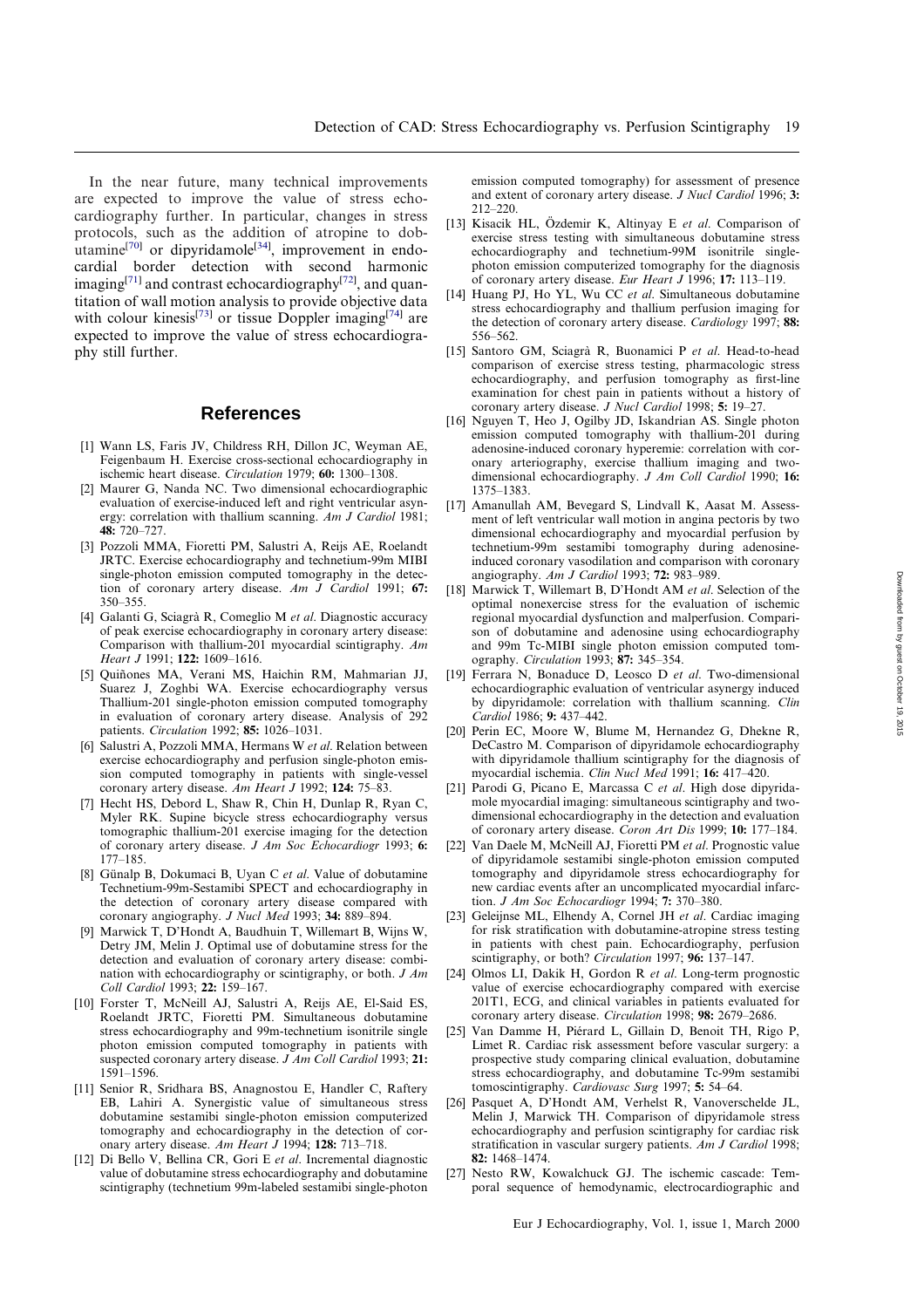In the near future, many technical improvements are expected to improve the value of stress echocardiography further. In particular, changes in stress protocols, such as the addition of atropine to dobutamine[70] or dipyridamole[34], improvement in endocardial border detection with second harmonic imaging[71] and contrast echocardiography[72], and quantitation of wall motion analysis to provide objective data with colour kinesis[73] or tissue Doppler imaging[74] are expected to improve the value of stress echocardiography still further.

## References

[1] Wann LS, Faris JV, Childress RH, Dillon JC, Weyman AE, Feigenbaum H. Exercise cross-sectional echocardiography in ischemic heart disease. *Circulation* 1979; **60:** 1300–1308.

[2] Maurer G, Nanda NC. Two dimensional echocardiographic evaluation of exercise-induced left and right ventricular asynergy: correlation with thallium scanning. *Am J Cardiol* 1981; **48:** 720–727.

[3] Pozzoli MMA, Fioretti PM, Salustri A, Reijs AE, Roelandt JRTC. Exercise echocardiography and technetium-99m MIBI single-photon emission computed tomography in the detection of coronary artery disease. *Am J Cardiol* 1991; **67:** 350–355.

[4] Galanti G, Sciagrà R, Comeglio M *et al*. Diagnostic accuracy of peak exercise echocardiography in coronary artery disease: Comparison with thallium-201 myocardial scintigraphy. *Am Heart J* 1991; **122:** 1609–1616.

[5] Quiñones MA, Verani MS, Haichin RM, Mahmarian JJ, Suarez J, Zoghbi WA. Exercise echocardiography versus Thallium-201 single-photon emission computed tomography in evaluation of coronary artery disease. Analysis of 292 patients. *Circulation* 1992; **85:** 1026–1031.

[6] Salustri A, Pozzoli MMA, Hermans W *et al*. Relation between exercise echocardiography and perfusion single-photon emission computed tomography in patients with single-vessel coronary artery disease. *Am Heart J* 1992; **124:** 75–83.

[7] Hecht HS, Debord L, Shaw R, Chin H, Dunlap R, Ryan C, Myler RK. Supine bicycle stress echocardiography versus tomographic thallium-201 exercise imaging for the detection of coronary artery disease. *J Am Soc Echocardiogr* 1993; **6:** 177–185.

[8] Günalp B, Dokumaci B, Uyan C *et al*. Value of dobutamine Technetium-99m-Sestamibi SPECT and echocardiography in the detection of coronary artery disease compared with coronary angiography. *J Nucl Med* 1993; **34:** 889–894.

[9] Marwick T, D'Hondt A, Baudhuin T, Willemart B, Wijns W, Detry JM, Melin J. Optimal use of dobutamine stress for the detection and evaluation of coronary artery disease: combination with echocardiography or scintigraphy, or both. *J Am Coll Cardiol* 1993; **22:** 159–167.

[10] Forster T, McNeill AJ, Salustri A, Reijs AE, El-Said ES, Roelandt JRTC, Fioretti PM. Simultaneous dobutamine stress echocardiography and 99m-technetium isonitrile single photon emission computed tomography in patients with suspected coronary artery disease. *J Am Coll Cardiol* 1993; **21:** 1591–1596.

[11] Senior R, Sridhara BS, Anagnostou E, Handler C, Raftery EB, Lahiri A. Synergistic value of simultaneous stress dobutamine sestamibi single-photon emission computerized tomography and echocardiography in the detection of coronary artery disease. *Am Heart J* 1994; **128:** 713–718.

[12] Di Bello V, Bellina CR, Gori E *et al*. Incremental diagnostic value of dobutamine stress echocardiography and dobutamine scintigraphy (technetium 99m-labeled sestamibi single-photon emission computed tomography) for assessment of presence and extent of coronary artery disease. *J Nucl Cardiol* 1996; **3:** 212–220.

[13] Kisacik HL, Özdemir K, Altinyay E *et al*. Comparison of exercise stress testing with simultaneous dobutamine stress echocardiography and technetium-99M isonitrile single-photon emission computerized tomography for the diagnosis of coronary artery disease. *Eur Heart J* 1996; **17:** 113–119.

[14] Huang PJ, Ho YL, Wu CC *et al*. Simultaneous dobutamine stress echocardiography and thallium perfusion imaging for the detection of coronary artery disease. *Cardiology* 1997; **88:** 556–562.

[15] Santoro GM, Sciagrà R, Buonamici P *et al*. Head-to-head comparison of exercise stress testing, pharmacologic stress echocardiography, and perfusion tomography as first-line examination for chest pain in patients without a history of coronary artery disease. *J Nucl Cardiol* 1998; **5:** 19–27.

[16] Nguyen T, Heo J, Ogilby JD, Iskandrian AS. Single photon emission computed tomography with thallium-201 during adenosine-induced coronary hyperemie: correlation with coronary arteriography, exercise thallium imaging and two-dimensional echocardiography. *J Am Coll Cardiol* 1990; **16:** 1375–1383.

[17] Amanullah AM, Bevegard S, Lindvall K, Aasat M. Assessment of left ventricular wall motion in angina pectoris by two dimensional echocardiography and myocardial perfusion by technetium-99m sestamibi tomography during adenosine-induced coronary vasodilation and comparison with coronary angiography. *Am J Cardiol* 1993; **72:** 983–989.

[18] Marwick T, Willemart B, D'Hondt AM *et al*. Selection of the optimal nonexercise stress for the evaluation of ischemic regional myocardial dysfunction and malperfusion. Comparison of dobutamine and adenosine using echocardiography and 99m Tc-MIBI single photon emission computed tomography. *Circulation* 1993; **87:** 345–354.

[19] Ferrara N, Bonaduce D, Leosco D *et al*. Two-dimensional echocardiographic evaluation of ventricular asynergy induced by dipyridamole: correlation with thallium scanning. *Clin Cardiol* 1986; **9:** 437–442.

[20] Perin EC, Moore W, Blume M, Hernandez G, Dhekne R, DeCastro M. Comparison of dipyridamole echocardiography with dipyridamole thallium scintigraphy for the diagnosis of myocardial ischemia. *Clin Nucl Med* 1991; **16:** 417–420.

[21] Parodi G, Picano E, Marcassa C *et al*. High dose dipyridamole myocardial imaging: simultaneous scintigraphy and two-dimensional echocardiography in the detection and evaluation of coronary artery disease. *Coron Art Dis* 1999; **10:** 177–184.

[22] Van Daele M, McNeill AJ, Fioretti PM *et al*. Prognostic value of dipyridamole sestamibi single-photon emission computed tomography and dipyridamole stress echocardiography for new cardiac events after an uncomplicated myocardial infarction. *J Am Soc Echocardiogr* 1994; **7:** 370–380.

[23] Geleijnse ML, Elhendy A, Cornel JH *et al*. Cardiac imaging for risk stratification with dobutamine-atropine stress testing in patients with chest pain. Echocardiography, perfusion scintigraphy, or both? *Circulation* 1997; **96:** 137–147.

[24] Olmos LI, Dakik H, Gordon R *et al*. Long-term prognostic value of exercise echocardiography compared with exercise 201T1, ECG, and clinical variables in patients evaluated for coronary artery disease. *Circulation* 1998; **98:** 2679–2686.

[25] Van Damme H, Piérard L, Gillain D, Benoit TH, Rigo P, Limet R. Cardiac risk assessment before vascular surgery: a prospective study comparing clinical evaluation, dobutamine stress echocardiography, and dobutamine Tc-99m sestamibi tomoscintigraphy. *Cardiovasc Surg* 1997; **5:** 54–64.

[26] Pasquet A, D'Hondt AM, Verhelst R, Vanoverschelde JL, Melin J, Marwick TH. Comparison of dipyridamole stress echocardiography and perfusion scintigraphy for cardiac risk stratification in vascular surgery patients. *Am J Cardiol* 1998; **82:** 1468–1474.

[27] Nesto RW, Kowalchuck GJ. The ischemic cascade: Temporal sequence of hemodynamic, electrocardiographic and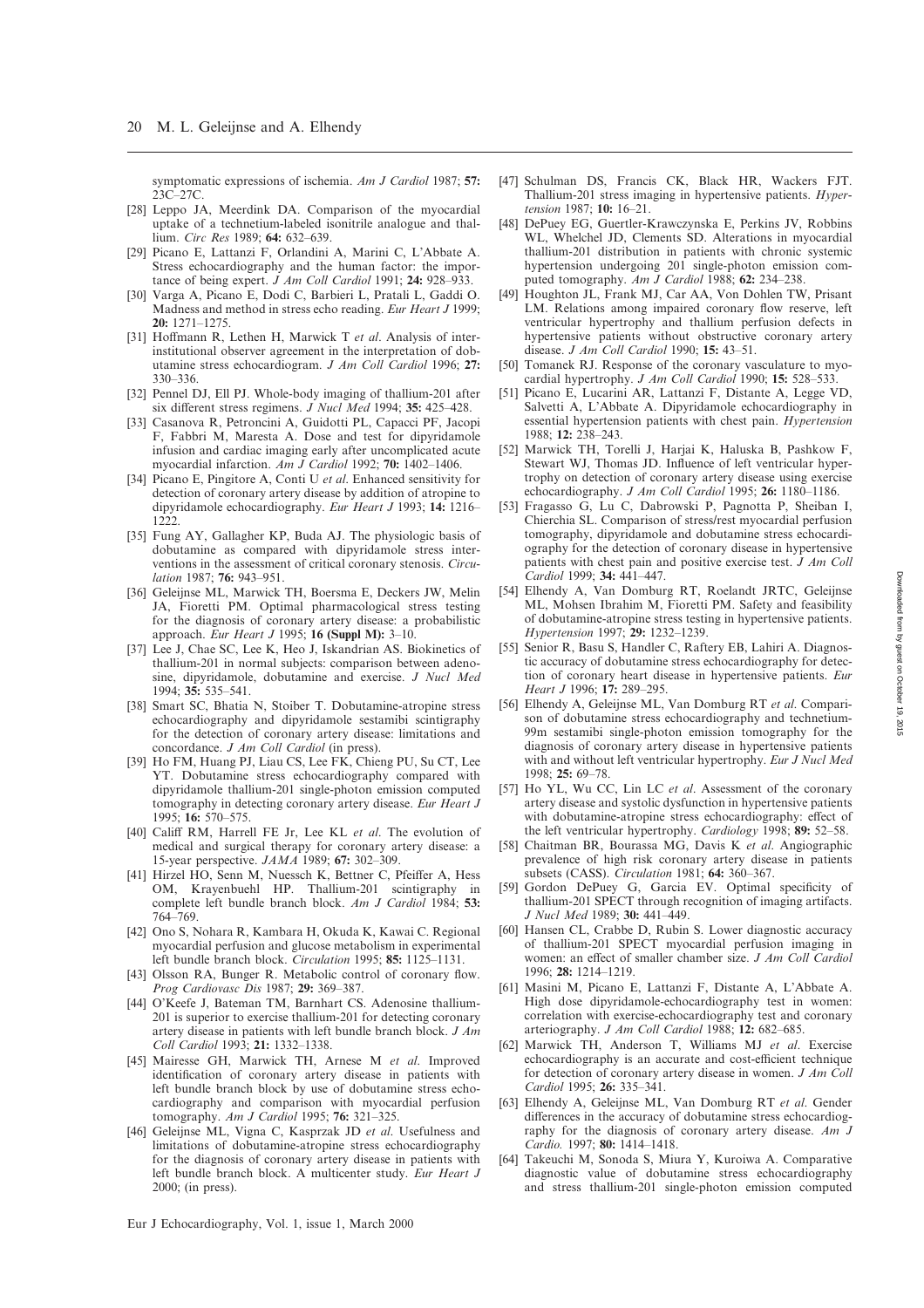symptomatic expressions of ischemia. *Am J Cardiol* 1987; **57:** 23C–27C.

[28] Leppo JA, Meerdink DA. Comparison of the myocardial uptake of a technetium-labeled isonitrile analogue and thallium. *Circ Res* 1989; **64:** 632–639.

[29] Picano E, Lattanzi F, Orlandini A, Marini C, L'Abbate A. Stress echocardiography and the human factor: the importance of being expert. *J Am Coll Cardiol* 1991; **24:** 928–933.

[30] Varga A, Picano E, Dodi C, Barbieri L, Pratali L, Gaddi O. Madness and method in stress echo reading. *Eur Heart J* 1999; **20:** 1271–1275.

[31] Hoffmann R, Lethen H, Marwick T *et al*. Analysis of interinstitutional observer agreement in the interpretation of dobutamine stress echocardiogram. *J Am Coll Cardiol* 1996; **27:** 330–336.

[32] Pennel DJ, Ell PJ. Whole-body imaging of thallium-201 after six different stress regimens. *J Nucl Med* 1994; **35:** 425–428.

[33] Casanova R, Petroncini A, Guidotti PL, Capacci PF, Jacopi F, Fabbri M, Maresta A. Dose and test for dipyridamole infusion and cardiac imaging early after uncomplicated acute myocardial infarction. *Am J Cardiol* 1992; **70:** 1402–1406.

[34] Picano E, Pingitore A, Conti U *et al*. Enhanced sensitivity for detection of coronary artery disease by addition of atropine to dipyridamole echocardiography. *Eur Heart J* 1993; **14:** 1216–1222.

[35] Fung AY, Gallagher KP, Buda AJ. The physiologic basis of dobutamine as compared with dipyridamole stress interventions in the assessment of critical coronary stenosis. *Circulation* 1987; **76:** 943–951.

[36] Geleijnse ML, Marwick TH, Boersma E, Deckers JW, Melin JA, Fioretti PM. Optimal pharmacological stress testing for the diagnosis of coronary artery disease: a probabilistic approach. *Eur Heart J* 1995; **16 (Suppl M):** 3–10.

[37] Lee J, Chae SC, Lee K, Heo J, Iskandrian AS. Biokinetics of thallium-201 in normal subjects: comparison between adenosine, dipyridamole, dobutamine and exercise. *J Nucl Med* 1994; **35:** 535–541.

[38] Smart SC, Bhatia N, Stoiber T. Dobutamine-atropine stress echocardiography and dipyridamole sestamibi scintigraphy for the detection of coronary artery disease: limitations and concordance. *J Am Coll Cardiol* (in press).

[39] Ho FM, Huang PJ, Liau CS, Lee FK, Chieng PU, Su CT, Lee YT. Dobutamine stress echocardiography compared with dipyridamole thallium-201 single-photon emission computed tomography in detecting coronary artery disease. *Eur Heart J* 1995; **16:** 570–575.

[40] Califf RM, Harrell FE Jr, Lee KL *et al*. The evolution of medical and surgical therapy for coronary artery disease: a 15-year perspective. *JAMA* 1989; **67:** 302–309.

[41] Hirzel HO, Senn M, Nuessch K, Bettner C, Pfeiffer A, Hess OM, Krayenbuehl HP. Thallium-201 scintigraphy in complete left bundle branch block. *Am J Cardiol* 1984; **53:** 764–769.

[42] Ono S, Nohara R, Kambara H, Okuda K, Kawai C. Regional myocardial perfusion and glucose metabolism in experimental left bundle branch block. *Circulation* 1995; **85:** 1125–1131.

[43] Olsson RA, Bunger R. Metabolic control of coronary flow. *Prog Cardiovasc Dis* 1987; **29:** 369–387.

[44] O'Keefe J, Bateman TM, Barnhart CS. Adenosine thallium-201 is superior to exercise thallium-201 for detecting coronary artery disease in patients with left bundle branch block. *J Am Coll Cardiol* 1993; **21:** 1332–1338.

[45] Mairesse GH, Marwick TH, Arnese M *et al*. Improved identification of coronary artery disease in patients with left bundle branch block by use of dobutamine stress echocardiography and comparison with myocardial perfusion tomography. *Am J Cardiol* 1995; **76:** 321–325.

[46] Geleijnse ML, Vigna C, Kasprzak JD *et al*. Usefulness and limitations of dobutamine-atropine stress echocardiography for the diagnosis of coronary artery disease in patients with left bundle branch block. A multicenter study. *Eur Heart J* 2000; (in press).

[47] Schulman DS, Francis CK, Black HR, Wackers FJT. Thallium-201 stress imaging in hypertensive patients. *Hypertension* 1987; **10:** 16–21.

[48] DePuey EG, Guertler-Krawczynska E, Perkins JV, Robbins WL, Whelchel JD, Clements SD. Alterations in myocardial thallium-201 distribution in patients with chronic systemic hypertension undergoing 201 single-photon emission computed tomography. *Am J Cardiol* 1988; **62:** 234–238.

[49] Houghton JL, Frank MJ, Car AA, Von Dohlen TW, Prisant LM. Relations among impaired coronary flow reserve, left ventricular hypertrophy and thallium perfusion defects in hypertensive patients without obstructive coronary artery disease. *J Am Coll Cardiol* 1990; **15:** 43–51.

[50] Tomanek RJ. Response of the coronary vasculature to myocardial hypertrophy. *J Am Coll Cardiol* 1990; **15:** 528–533.

[51] Picano E, Lucarini AR, Lattanzi F, Distante A, Legge VD, Salvetti A, L'Abbate A. Dipyridamole echocardiography in essential hypertension patients with chest pain. *Hypertension* 1988; **12:** 238–243.

[52] Marwick TH, Torelli J, Harjai K, Haluska B, Pashkow F, Stewart WJ, Thomas JD. Influence of left ventricular hypertrophy on detection of coronary artery disease using exercise echocardiography. *J Am Coll Cardiol* 1995; **26:** 1180–1186.

[53] Fragasso G, Lu C, Dabrowski P, Pagnotta P, Sheiban I, Chierchia SL. Comparison of stress/rest myocardial perfusion tomography, dipyridamole and dobutamine stress echocardiography for the detection of coronary disease in hypertensive patients with chest pain and positive exercise test. *J Am Coll Cardiol* 1999; **34:** 441–447.

[54] Elhendy A, Van Domburg RT, Roelandt JRTC, Geleijnse ML, Mohsen Ibrahim M, Fioretti PM. Safety and feasibility of dobutamine-atropine stress testing in hypertensive patients. *Hypertension* 1997; **29:** 1232–1239.

[55] Senior R, Basu S, Handler C, Raftery EB, Lahiri A. Diagnostic accuracy of dobutamine stress echocardiography for detection of coronary heart disease in hypertensive patients. *Eur Heart J* 1996; **17:** 289–295.

[56] Elhendy A, Geleijnse ML, Van Domburg RT *et al*. Comparison of dobutamine stress echocardiography and technetium-99m sestamibi single-photon emission tomography for the diagnosis of coronary artery disease in hypertensive patients with and without left ventricular hypertrophy. *Eur J Nucl Med* 1998; **25:** 69–78.

[57] Ho YL, Wu CC, Lin LC *et al*. Assessment of the coronary artery disease and systolic dysfunction in hypertensive patients with dobutamine-atropine stress echocardiography: effect of the left ventricular hypertrophy. *Cardiology* 1998; **89:** 52–58.

[58] Chaitman BR, Bourassa MG, Davis K *et al*. Angiographic prevalence of high risk coronary artery disease in patients subsets (CASS). *Circulation* 1981; **64:** 360–367.

[59] Gordon DePuey G, Garcia EV. Optimal specificity of thallium-201 SPECT through recognition of imaging artifacts. *J Nucl Med* 1989; **30:** 441–449.

[60] Hansen CL, Crabbe D, Rubin S. Lower diagnostic accuracy of thallium-201 SPECT myocardial perfusion imaging in women: an effect of smaller chamber size. *J Am Coll Cardiol* 1996; **28:** 1214–1219.

[61] Masini M, Picano E, Lattanzi F, Distante A, L'Abbate A. High dose dipyridamole-echocardiography test in women: correlation with exercise-echocardiography test and coronary arteriography. *J Am Coll Cardiol* 1988; **12:** 682–685.

[62] Marwick TH, Anderson T, Williams MJ *et al*. Exercise echocardiography is an accurate and cost-efficient technique for detection of coronary artery disease in women. *J Am Coll Cardiol* 1995; **26:** 335–341.

[63] Elhendy A, Geleijnse ML, Van Domburg RT *et al*. Gender differences in the accuracy of dobutamine stress echocardiography for the diagnosis of coronary artery disease. *Am J Cardio.* 1997; **80:** 1414–1418.

[64] Takeuchi M, Sonoda S, Miura Y, Kuroiwa A. Comparative diagnostic value of dobutamine stress echocardiography and stress thallium-201 single-photon emission computed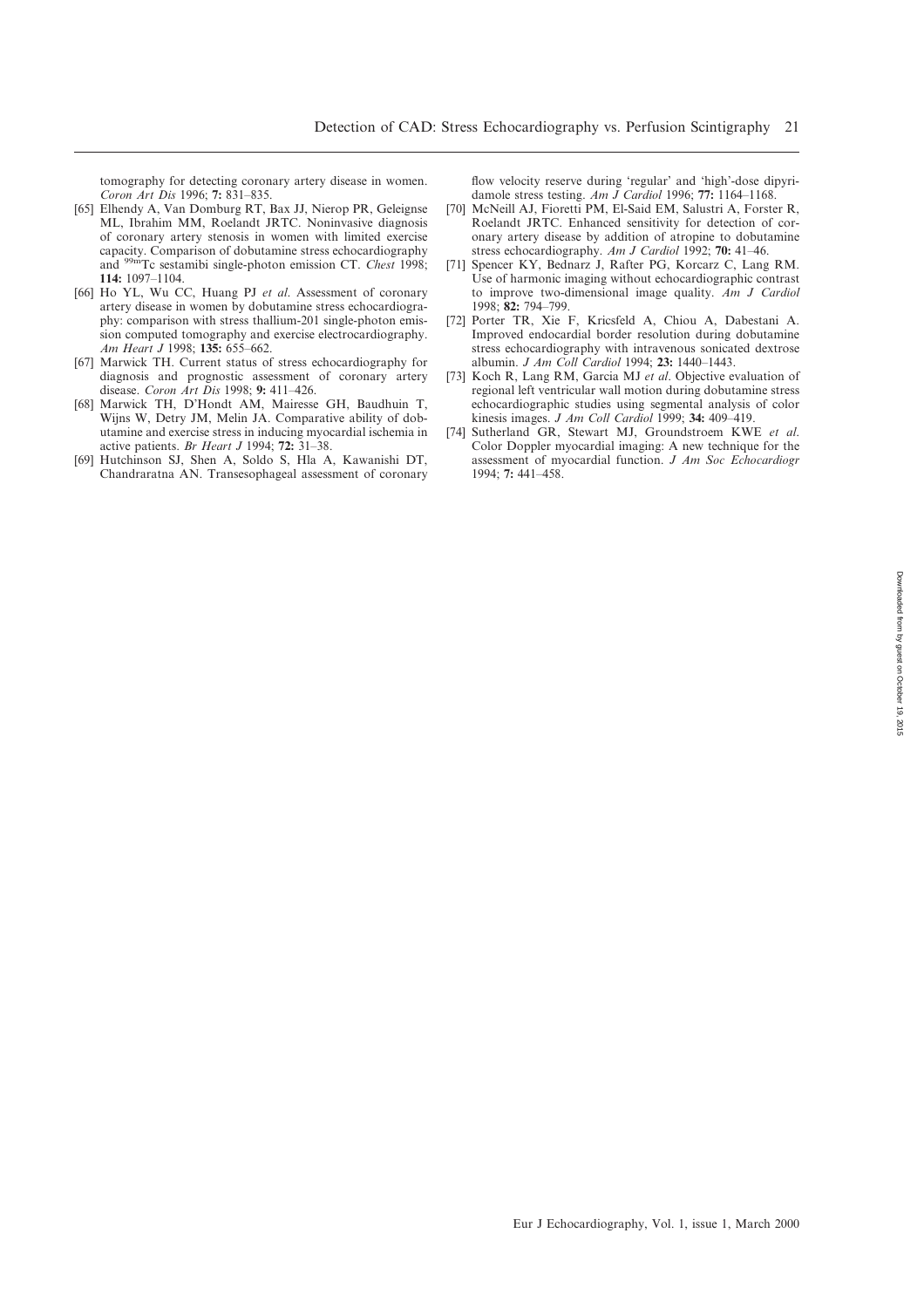tomography for detecting coronary artery disease in women. *Coron Art Dis* 1996; **7:** 831–835.

[65] Elhendy A, Van Domburg RT, Bax JJ, Nierop PR, Geleignse ML, Ibrahim MM, Roelandt JRTC. Noninvasive diagnosis of coronary artery stenosis in women with limited exercise capacity. Comparison of dobutamine stress echocardiography and $^{99m}$Tc sestamibi single-photon emission CT. *Chest* 1998; **114:** 1097–1104.

[66] Ho YL, Wu CC, Huang PJ *et al*. Assessment of coronary artery disease in women by dobutamine stress echocardiography: comparison with stress thallium-201 single-photon emission computed tomography and exercise electrocardiography. *Am Heart J* 1998; **135:** 655–662.

[67] Marwick TH. Current status of stress echocardiography for diagnosis and prognostic assessment of coronary artery disease. *Coron Art Dis* 1998; **9:** 411–426.

[68] Marwick TH, D'Hondt AM, Mairesse GH, Baudhuin T, Wijns W, Detry JM, Melin JA. Comparative ability of dobutamine and exercise stress in inducing myocardial ischemia in active patients. *Br Heart J* 1994; **72:** 31–38.

[69] Hutchinson SJ, Shen A, Soldo S, Hla A, Kawanishi DT, Chandraratna AN. Transesophageal assessment of coronary flow velocity reserve during 'regular' and 'high'-dose dipyridamole stress testing. *Am J Cardiol* 1996; **77:** 1164–1168.

[70] McNeill AJ, Fioretti PM, El-Said EM, Salustri A, Forster R, Roelandt JRTC. Enhanced sensitivity for detection of coronary artery disease by addition of atropine to dobutamine stress echocardiography. *Am J Cardiol* 1992; **70:** 41–46.

[71] Spencer KY, Bednarz J, Rafter PG, Korcarz C, Lang RM. Use of harmonic imaging without echocardiographic contrast to improve two-dimensional image quality. *Am J Cardiol* 1998; **82:** 794–799.

[72] Porter TR, Xie F, Kricsfeld A, Chiou A, Dabestani A. Improved endocardial border resolution during dobutamine stress echocardiography with intravenous sonicated dextrose albumin. *J Am Coll Cardiol* 1994; **23:** 1440–1443.

[73] Koch R, Lang RM, Garcia MJ *et al*. Objective evaluation of regional left ventricular wall motion during dobutamine stress echocardiographic studies using segmental analysis of color kinesis images. *J Am Coll Cardiol* 1999; **34:** 409–419.

[74] Sutherland GR, Stewart MJ, Groundstroem KWE *et al*. Color Doppler myocardial imaging: A new technique for the assessment of myocardial function. *J Am Soc Echocardiogr* 1994; **7:** 441–458.